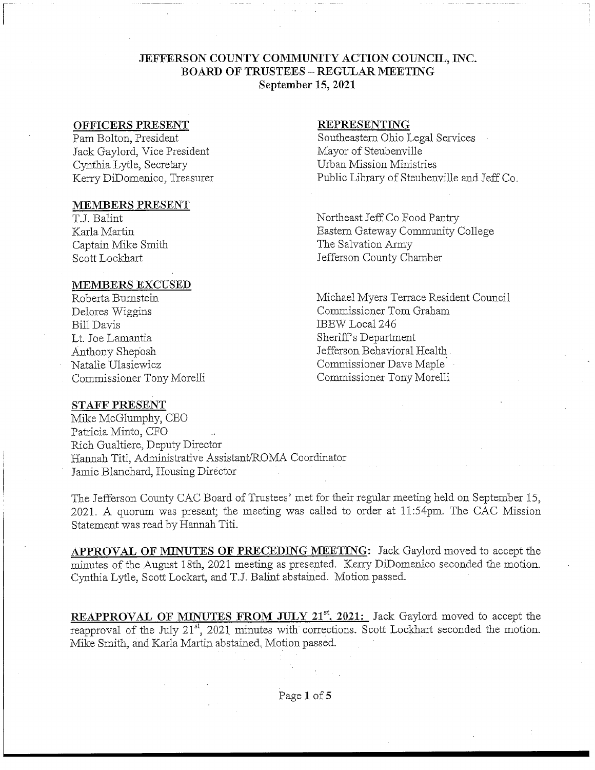# JEFFERSON COUNTY COMMUNITY ACTION COUNCIL, INC.
## BOARD OF TRUSTEES – REGULAR MEETING
### September 15, 2021

| OFFICERS PRESENT | REPRESENTING |
| --- | --- |
| Pam Bolton, President | Southeastern Ohio Legal Services |
| Jack Gaylord, Vice President | Mayor of Steubenville |
| Cynthia Lytle, Secretary | Urban Mission Ministries |
| Kerry DiDomenico, Treasurer | Public Library of Steubenville and Jeff Co. |

| MEMBERS PRESENT | |
| --- | --- |
| T.J. Balint | Northeast Jeff Co Food Pantry |
| Karla Martin | Eastern Gateway Community College |
| Captain Mike Smith | The Salvation Army |
| Scott Lockhart | Jefferson County Chamber |

| MEMBERS EXCUSED | |
| --- | --- |
| Roberta Burnstein | Michael Myers Terrace Resident Council |
| Delores Wiggins | Commissioner Tom Graham |
| Bill Davis | IBEW Local 246 |
| Lt. Joe Lamantia | Sheriff's Department |
| Anthony Sheposh | Jefferson Behavioral Health |
| Natalie Ulasiewicz | Commissioner Dave Maple |
| Commissioner Tony Morelli | Commissioner Tony Morelli |

**STAFF PRESENT**

Mike McGlumphy, CEO
Patricia Minto, CFO
Rich Gualtiere, Deputy Director
Hannah Titi, Administrative Assistant/ROMA Coordinator
Jamie Blanchard, Housing Director

The Jefferson County CAC Board of Trustees' met for their regular meeting held on September 15, 2021. A quorum was present; the meeting was called to order at 11:54pm. The CAC Mission Statement was read by Hannah Titi.

**APPROVAL OF MINUTES OF PRECEDING MEETING:** Jack Gaylord moved to accept the minutes of the August 18th, 2021 meeting as presented. Kerry DiDomenico seconded the motion. Cynthia Lytle, Scott Lockart, and T.J. Balint abstained. Motion passed.

**REAPPROVAL OF MINUTES FROM JULY 21st, 2021:** Jack Gaylord moved to accept the reapproval of the July 21st, 2021 minutes with corrections. Scott Lockhart seconded the motion. Mike Smith, and Karla Martin abstained. Motion passed.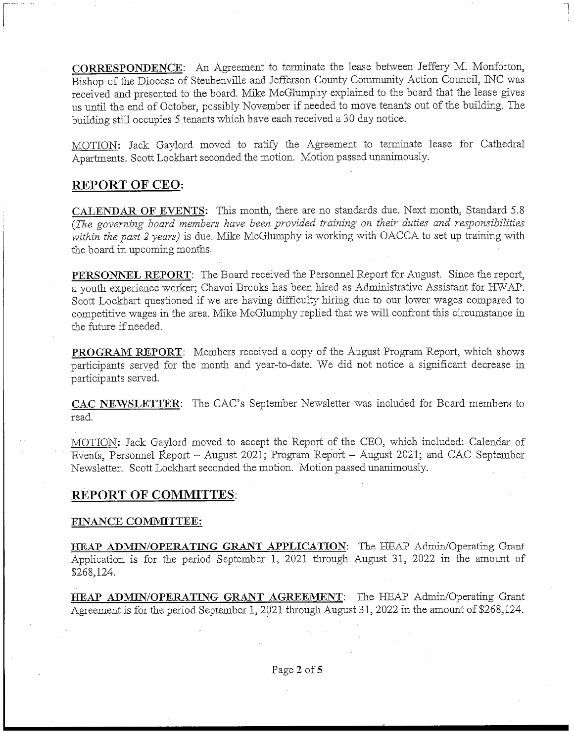**CORRESPONDENCE**: An Agreement to terminate the lease between Jeffery M. Monforton, Bishop of the Diocese of Steubenville and Jefferson County Community Action Council, INC was received and presented to the board. Mike McGlumphy explained to the board that the lease gives us until the end of October, possibly November if needed to move tenants out of the building. The building still occupies 5 tenants which have each received a 30 day notice.

MOTION: Jack Gaylord moved to ratify the Agreement to terminate lease for Cathedral Apartments. Scott Lockhart seconded the motion. Motion passed unanimously.

## REPORT OF CEO:

**CALENDAR OF EVENTS:** This month, there are no standards due. Next month, Standard 5.8 *(The governing board members have been provided training on their duties and responsibilities within the past 2 years)* is due. Mike McGlumphy is working with OACCA to set up training with the board in upcoming months.

**PERSONNEL REPORT**: The Board received the Personnel Report for August. Since the report, a youth experience worker; Chavoi Brooks has been hired as Administrative Assistant for HWAP. Scott Lockhart questioned if we are having difficulty hiring due to our lower wages compared to competitive wages in the area. Mike McGlumphy replied that we will confront this circumstance in the future if needed.

**PROGRAM REPORT**: Members received a copy of the August Program Report, which shows participants served for the month and year-to-date. We did not notice a significant decrease in participants served.

**CAC NEWSLETTER**: The CAC's September Newsletter was included for Board members to read.

MOTION: Jack Gaylord moved to accept the Report of the CEO, which included: Calendar of Events, Personnel Report – August 2021; Program Report – August 2021; and CAC September Newsletter. Scott Lockhart seconded the motion. Motion passed unanimously.

## REPORT OF COMMITTES:

### FINANCE COMMITTEE:

**HEAP ADMIN/OPERATING GRANT APPLICATION**: The HEAP Admin/Operating Grant Application is for the period September 1, 2021 through August 31, 2022 in the amount of $268,124.

**HEAP ADMIN/OPERATING GRANT AGREEMENT**: The HEAP Admin/Operating Grant Agreement is for the period September 1, 2021 through August 31, 2022 in the amount of $268,124.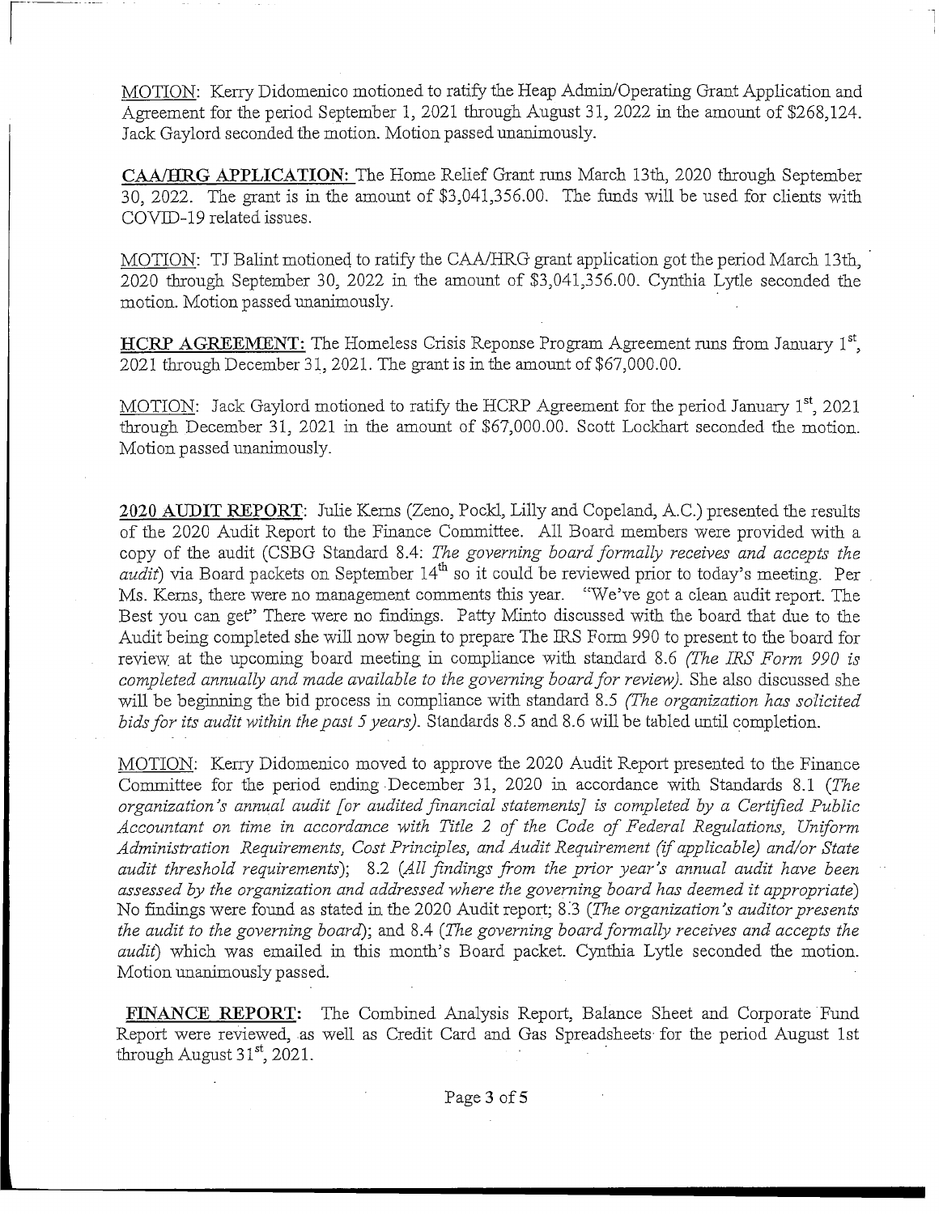MOTION: Kerry Didomenico motioned to ratify the Heap Admin/Operating Grant Application and Agreement for the period September 1, 2021 through August 31, 2022 in the amount of $268,124. Jack Gaylord seconded the motion. Motion passed unanimously.

**CAA/HRG APPLICATION:** The Home Relief Grant runs March 13th, 2020 through September 30, 2022. The grant is in the amount of $3,041,356.00. The funds will be used for clients with COVID-19 related issues.

MOTION: TJ Balint motioned to ratify the CAA/HRG grant application got the period March 13th, 2020 through September 30, 2022 in the amount of $3,041,356.00. Cynthia Lytle seconded the motion. Motion passed unanimously.

**HCRP AGREEMENT:** The Homeless Crisis Reponse Program Agreement runs from January 1st, 2021 through December 31, 2021. The grant is in the amount of $67,000.00.

MOTION: Jack Gaylord motioned to ratify the HCRP Agreement for the period January 1st, 2021 through December 31, 2021 in the amount of $67,000.00. Scott Lockhart seconded the motion. Motion passed unanimously.

**2020 AUDIT REPORT**: Julie Kerns (Zeno, Pockl, Lilly and Copeland, A.C.) presented the results of the 2020 Audit Report to the Finance Committee. All Board members were provided with a copy of the audit (CSBG Standard 8.4: *The governing board formally receives and accepts the audit*) via Board packets on September 14th so it could be reviewed prior to today's meeting. Per Ms. Kerns, there were no management comments this year. "We've got a clean audit report. The Best you can get" There were no findings. Patty Minto discussed with the board that due to the Audit being completed she will now begin to prepare The IRS Form 990 to present to the board for review at the upcoming board meeting in compliance with standard 8.6 *(The IRS Form 990 is completed annually and made available to the governing board for review)*. She also discussed she will be beginning the bid process in compliance with standard 8.5 *(The organization has solicited bids for its audit within the past 5 years)*. Standards 8.5 and 8.6 will be tabled until completion.

MOTION: Kerry Didomenico moved to approve the 2020 Audit Report presented to the Finance Committee for the period ending December 31, 2020 in accordance with Standards 8.1 *(The organization's annual audit [or audited financial statements] is completed by a Certified Public Accountant on time in accordance with Title 2 of the Code of Federal Regulations, Uniform Administration Requirements, Cost Principles, and Audit Requirement (if applicable) and/or State audit threshold requirements*); 8.2 (*All findings from the prior year's annual audit have been assessed by the organization and addressed where the governing board has deemed it appropriate*) No findings were found as stated in the 2020 Audit report; 8.3 (*The organization's auditor presents the audit to the governing board*); and 8.4 (*The governing board formally receives and accepts the audit*) which was emailed in this month's Board packet. Cynthia Lytle seconded the motion. Motion unanimously passed.

**FINANCE REPORT:** The Combined Analysis Report, Balance Sheet and Corporate Fund Report were reviewed, as well as Credit Card and Gas Spreadsheets for the period August 1st through August 31st, 2021.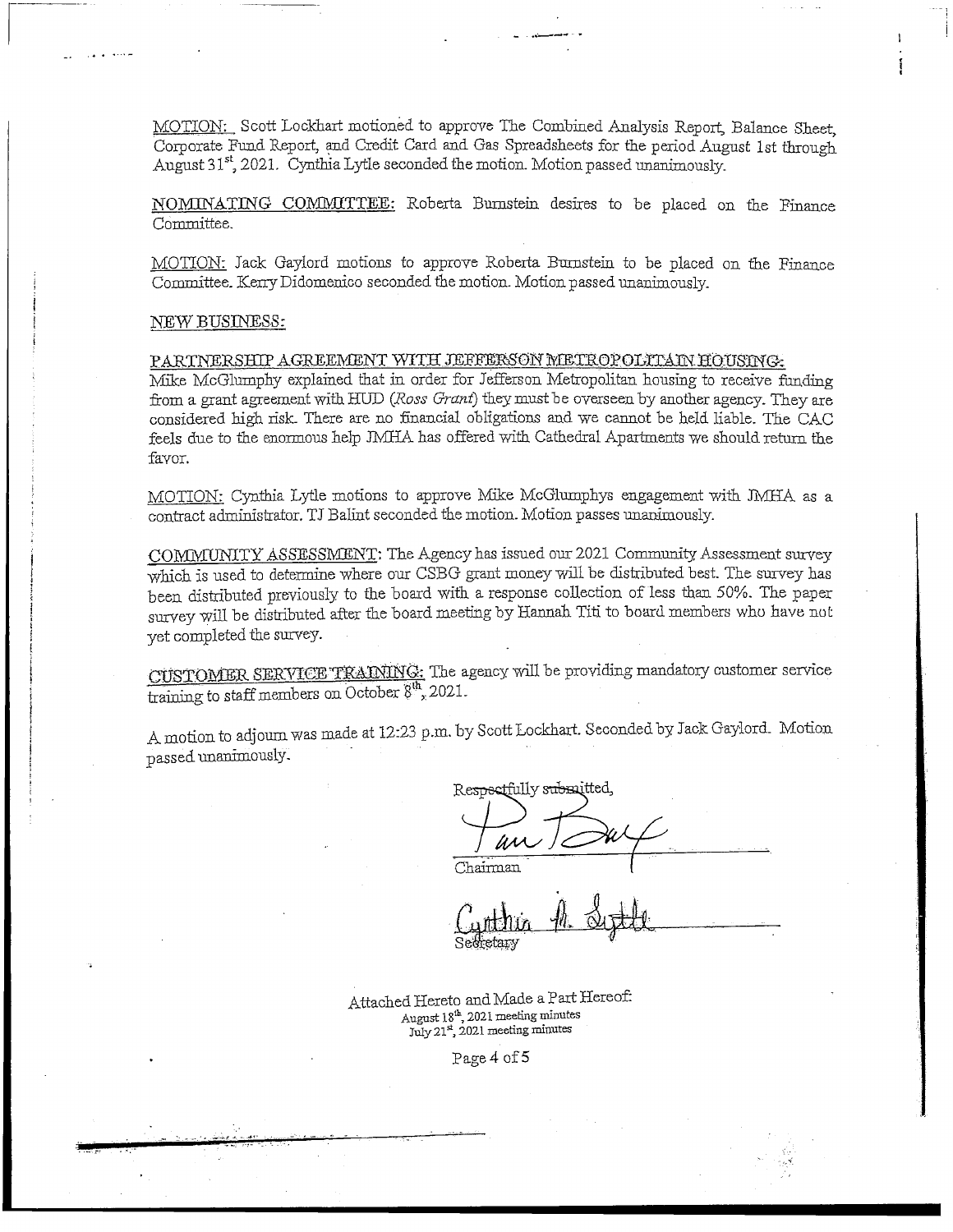MOTION: Scott Lockhart motioned to approve The Combined Analysis Report, Balance Sheet, Corporate Fund Report, and Credit Card and Gas Spreadsheets for the period August 1st through August 31st, 2021. Cynthia Lytle seconded the motion. Motion passed unanimously.

NOMINATING COMMITTEE: Roberta Burnstein desires to be placed on the Finance Committee.

MOTION: Jack Gaylord motions to approve Roberta Burnstein to be placed on the Finance Committee. Kerry Didomenico seconded the motion. Motion passed unanimously.

NEW BUSINESS:

PARTNERSHIP AGREEMENT WITH JEFFERSON METROPOLITAN HOUSING:
Mike McGlumphy explained that in order for Jefferson Metropolitan housing to receive funding from a grant agreement with HUD (*Ross Grant*) they must be overseen by another agency. They are considered high risk. There are no financial obligations and we cannot be held liable. The CAC feels due to the enormous help JMHA has offered with Cathedral Apartments we should return the favor.

MOTION: Cynthia Lytle motions to approve Mike McGlumphys engagement with JMHA as a contract administrator. TJ Balint seconded the motion. Motion passes unanimously.

COMMUNITY ASSESSMENT: The Agency has issued our 2021 Community Assessment survey which is used to determine where our CSBG grant money will be distributed best. The survey has been distributed previously to the board with a response collection of less than 50%. The paper survey will be distributed after the board meeting by Hannah Titi to board members who have not yet completed the survey.

CUSTOMER SERVICE TRAINING: The agency will be providing mandatory customer service training to staff members on October 8th, 2021.

A motion to adjourn was made at 12:23 p.m. by Scott Lockhart. Seconded by Jack Gaylord. Motion passed unanimously.

Respectfully submitted,

Chairman

Secretary

Attached Hereto and Made a Part Hereof:
August 18th, 2021 meeting minutes
July 21st, 2021 meeting minutes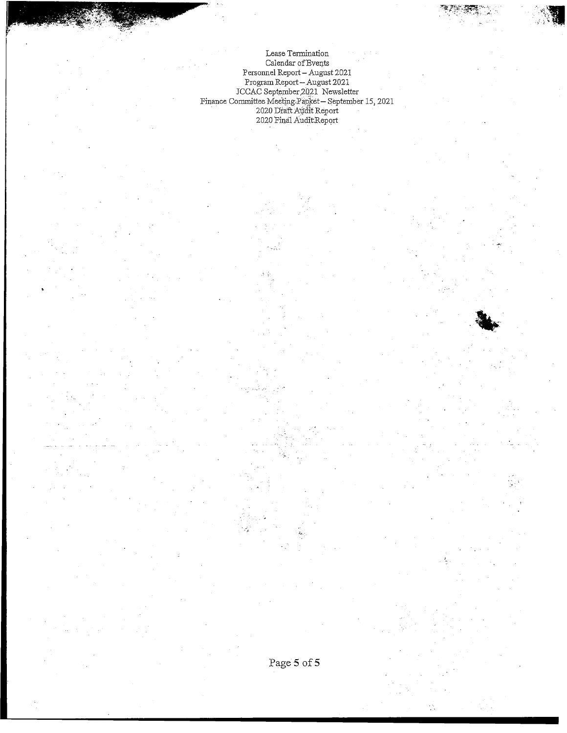Lease Termination
Calendar of Events
Personnel Report – August 2021
Program Report – August 2021
JCCAC September 2021 Newsletter
Finance Committee Meeting Packet – September 15, 2021
2020 Draft Audit Report
2020 Final Audit Report